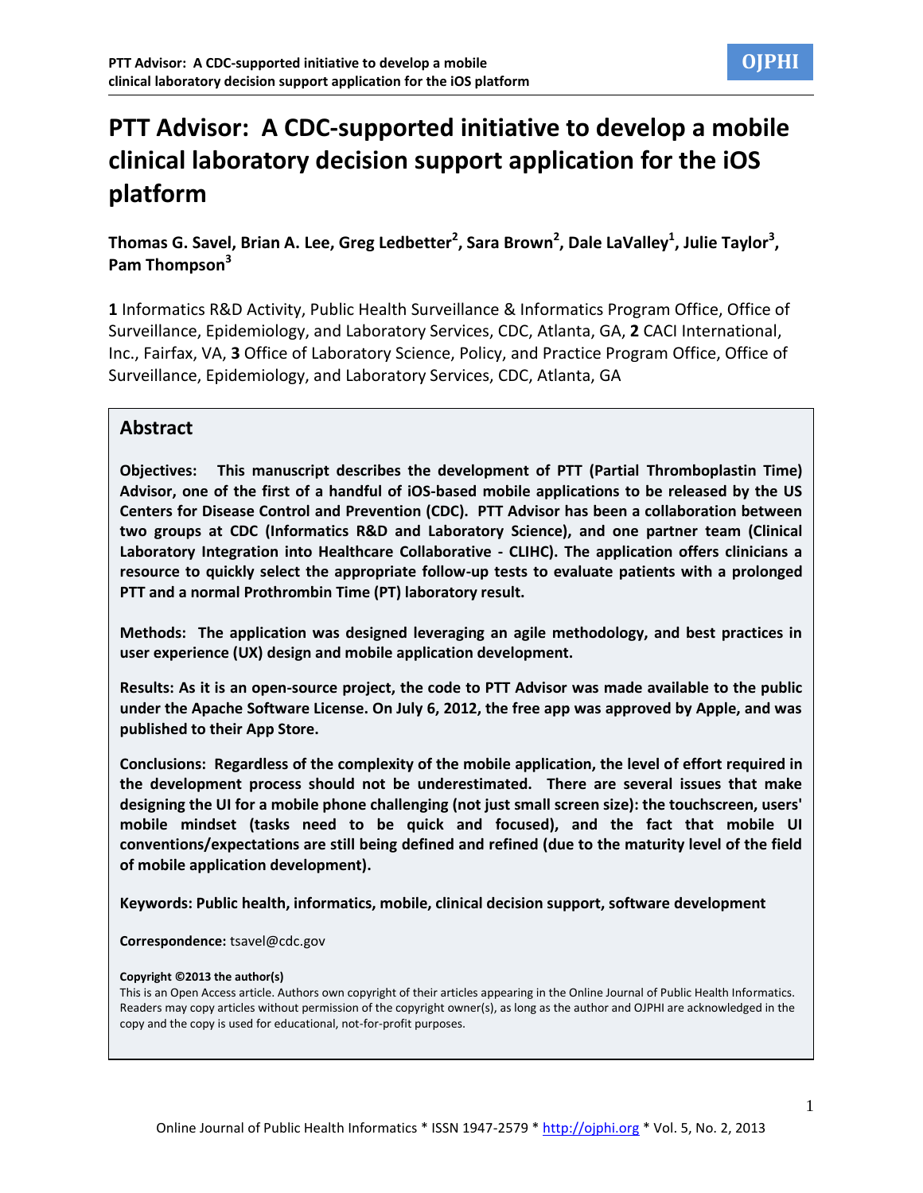# PTT Advisor: A CDC-supported initiative to develop a mobile clinical laboratory decision support application for the iOS platform

**Thomas G. Savel, Brian A. Lee, Greg Ledbetter[2], Sara Brown[2], Dale LaValley[1], Julie Taylor[3], Pam Thompson[3]**

**1** Informatics R&D Activity, Public Health Surveillance & Informatics Program Office, Office of Surveillance, Epidemiology, and Laboratory Services, CDC, Atlanta, GA, **2** CACI International, Inc., Fairfax, VA, **3** Office of Laboratory Science, Policy, and Practice Program Office, Office of Surveillance, Epidemiology, and Laboratory Services, CDC, Atlanta, GA

## Abstract

**Objectives: This manuscript describes the development of PTT (Partial Thromboplastin Time) Advisor, one of the first of a handful of iOS-based mobile applications to be released by the US Centers for Disease Control and Prevention (CDC). PTT Advisor has been a collaboration between two groups at CDC (Informatics R&D and Laboratory Science), and one partner team (Clinical Laboratory Integration into Healthcare Collaborative - CLIHC). The application offers clinicians a resource to quickly select the appropriate follow-up tests to evaluate patients with a prolonged PTT and a normal Prothrombin Time (PT) laboratory result.**

**Methods: The application was designed leveraging an agile methodology, and best practices in user experience (UX) design and mobile application development.**

**Results: As it is an open-source project, the code to PTT Advisor was made available to the public under the Apache Software License. On July 6, 2012, the free app was approved by Apple, and was published to their App Store.**

**Conclusions: Regardless of the complexity of the mobile application, the level of effort required in the development process should not be underestimated. There are several issues that make designing the UI for a mobile phone challenging (not just small screen size): the touchscreen, users' mobile mindset (tasks need to be quick and focused), and the fact that mobile UI conventions/expectations are still being defined and refined (due to the maturity level of the field of mobile application development).**

**Keywords: Public health, informatics, mobile, clinical decision support, software development**

**Correspondence:** tsavel@cdc.gov

**Copyright ©2013 the author(s)**

This is an Open Access article. Authors own copyright of their articles appearing in the Online Journal of Public Health Informatics. Readers may copy articles without permission of the copyright owner(s), as long as the author and OJPHI are acknowledged in the copy and the copy is used for educational, not-for-profit purposes.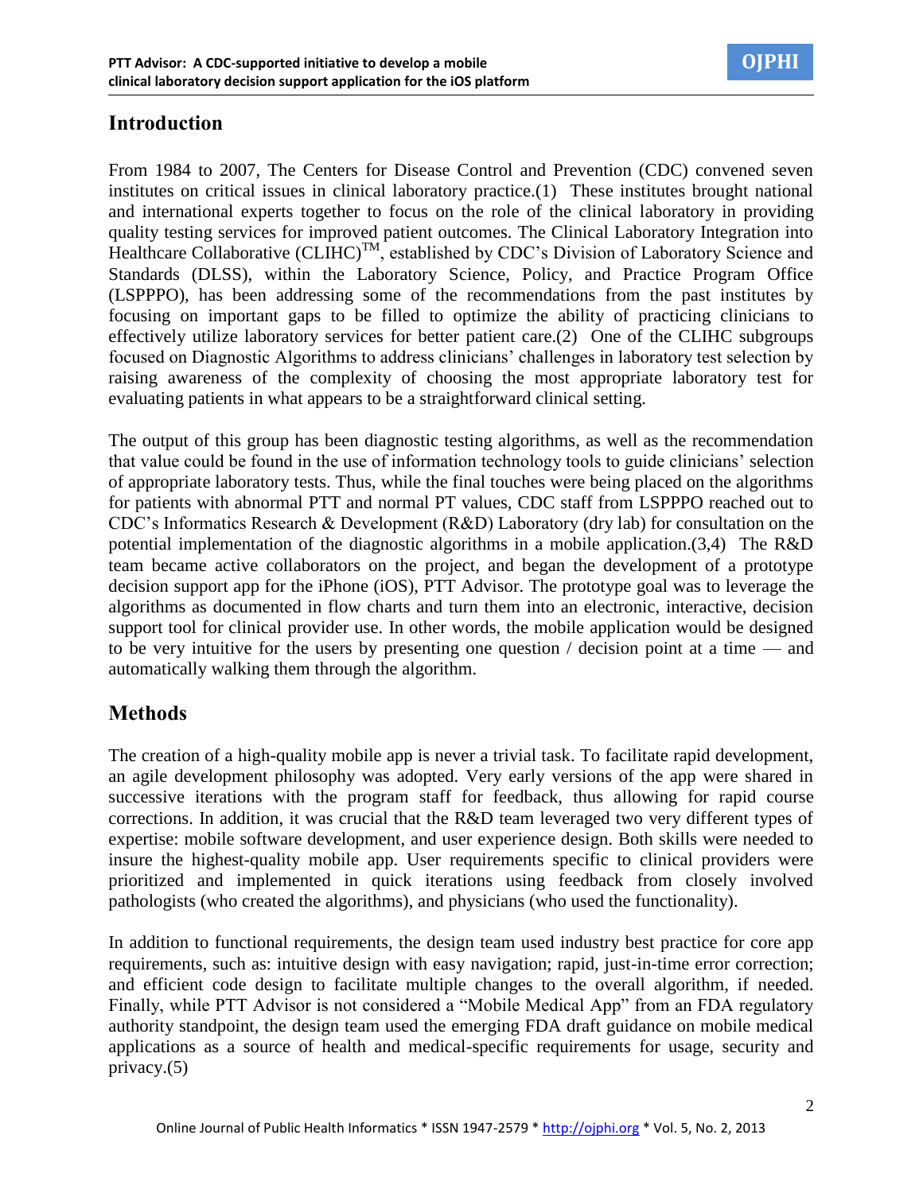## Introduction

From 1984 to 2007, The Centers for Disease Control and Prevention (CDC) convened seven institutes on critical issues in clinical laboratory practice.(1) These institutes brought national and international experts together to focus on the role of the clinical laboratory in providing quality testing services for improved patient outcomes. The Clinical Laboratory Integration into Healthcare Collaborative (CLIHC)™, established by CDC's Division of Laboratory Science and Standards (DLSS), within the Laboratory Science, Policy, and Practice Program Office (LSPPPO), has been addressing some of the recommendations from the past institutes by focusing on important gaps to be filled to optimize the ability of practicing clinicians to effectively utilize laboratory services for better patient care.(2) One of the CLIHC subgroups focused on Diagnostic Algorithms to address clinicians' challenges in laboratory test selection by raising awareness of the complexity of choosing the most appropriate laboratory test for evaluating patients in what appears to be a straightforward clinical setting.

The output of this group has been diagnostic testing algorithms, as well as the recommendation that value could be found in the use of information technology tools to guide clinicians' selection of appropriate laboratory tests. Thus, while the final touches were being placed on the algorithms for patients with abnormal PTT and normal PT values, CDC staff from LSPPPO reached out to CDC's Informatics Research & Development (R&D) Laboratory (dry lab) for consultation on the potential implementation of the diagnostic algorithms in a mobile application.(3,4) The R&D team became active collaborators on the project, and began the development of a prototype decision support app for the iPhone (iOS), PTT Advisor. The prototype goal was to leverage the algorithms as documented in flow charts and turn them into an electronic, interactive, decision support tool for clinical provider use. In other words, the mobile application would be designed to be very intuitive for the users by presenting one question / decision point at a time — and automatically walking them through the algorithm.

## Methods

The creation of a high-quality mobile app is never a trivial task. To facilitate rapid development, an agile development philosophy was adopted. Very early versions of the app were shared in successive iterations with the program staff for feedback, thus allowing for rapid course corrections. In addition, it was crucial that the R&D team leveraged two very different types of expertise: mobile software development, and user experience design. Both skills were needed to insure the highest-quality mobile app. User requirements specific to clinical providers were prioritized and implemented in quick iterations using feedback from closely involved pathologists (who created the algorithms), and physicians (who used the functionality).

In addition to functional requirements, the design team used industry best practice for core app requirements, such as: intuitive design with easy navigation; rapid, just-in-time error correction; and efficient code design to facilitate multiple changes to the overall algorithm, if needed. Finally, while PTT Advisor is not considered a "Mobile Medical App" from an FDA regulatory authority standpoint, the design team used the emerging FDA draft guidance on mobile medical applications as a source of health and medical-specific requirements for usage, security and privacy.(5)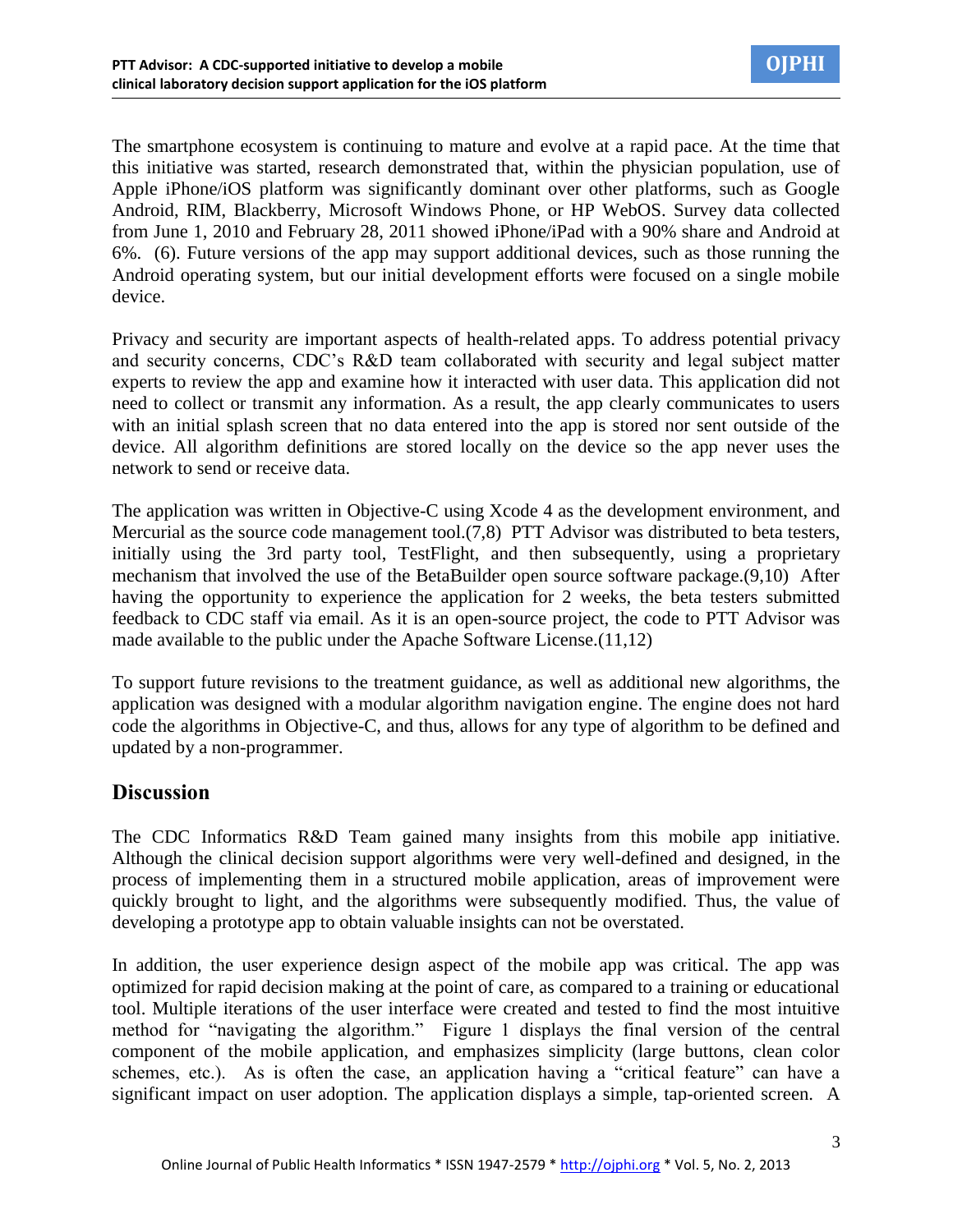The smartphone ecosystem is continuing to mature and evolve at a rapid pace. At the time that this initiative was started, research demonstrated that, within the physician population, use of Apple iPhone/iOS platform was significantly dominant over other platforms, such as Google Android, RIM, Blackberry, Microsoft Windows Phone, or HP WebOS. Survey data collected from June 1, 2010 and February 28, 2011 showed iPhone/iPad with a 90% share and Android at 6%. (6). Future versions of the app may support additional devices, such as those running the Android operating system, but our initial development efforts were focused on a single mobile device.

Privacy and security are important aspects of health-related apps. To address potential privacy and security concerns, CDC's R&D team collaborated with security and legal subject matter experts to review the app and examine how it interacted with user data. This application did not need to collect or transmit any information. As a result, the app clearly communicates to users with an initial splash screen that no data entered into the app is stored nor sent outside of the device. All algorithm definitions are stored locally on the device so the app never uses the network to send or receive data.

The application was written in Objective-C using Xcode 4 as the development environment, and Mercurial as the source code management tool.(7,8) PTT Advisor was distributed to beta testers, initially using the 3rd party tool, TestFlight, and then subsequently, using a proprietary mechanism that involved the use of the BetaBuilder open source software package.(9,10) After having the opportunity to experience the application for 2 weeks, the beta testers submitted feedback to CDC staff via email. As it is an open-source project, the code to PTT Advisor was made available to the public under the Apache Software License.(11,12)

To support future revisions to the treatment guidance, as well as additional new algorithms, the application was designed with a modular algorithm navigation engine. The engine does not hard code the algorithms in Objective-C, and thus, allows for any type of algorithm to be defined and updated by a non-programmer.

## Discussion

The CDC Informatics R&D Team gained many insights from this mobile app initiative. Although the clinical decision support algorithms were very well-defined and designed, in the process of implementing them in a structured mobile application, areas of improvement were quickly brought to light, and the algorithms were subsequently modified. Thus, the value of developing a prototype app to obtain valuable insights can not be overstated.

In addition, the user experience design aspect of the mobile app was critical. The app was optimized for rapid decision making at the point of care, as compared to a training or educational tool. Multiple iterations of the user interface were created and tested to find the most intuitive method for "navigating the algorithm." Figure 1 displays the final version of the central component of the mobile application, and emphasizes simplicity (large buttons, clean color schemes, etc.). As is often the case, an application having a "critical feature" can have a significant impact on user adoption. The application displays a simple, tap-oriented screen. A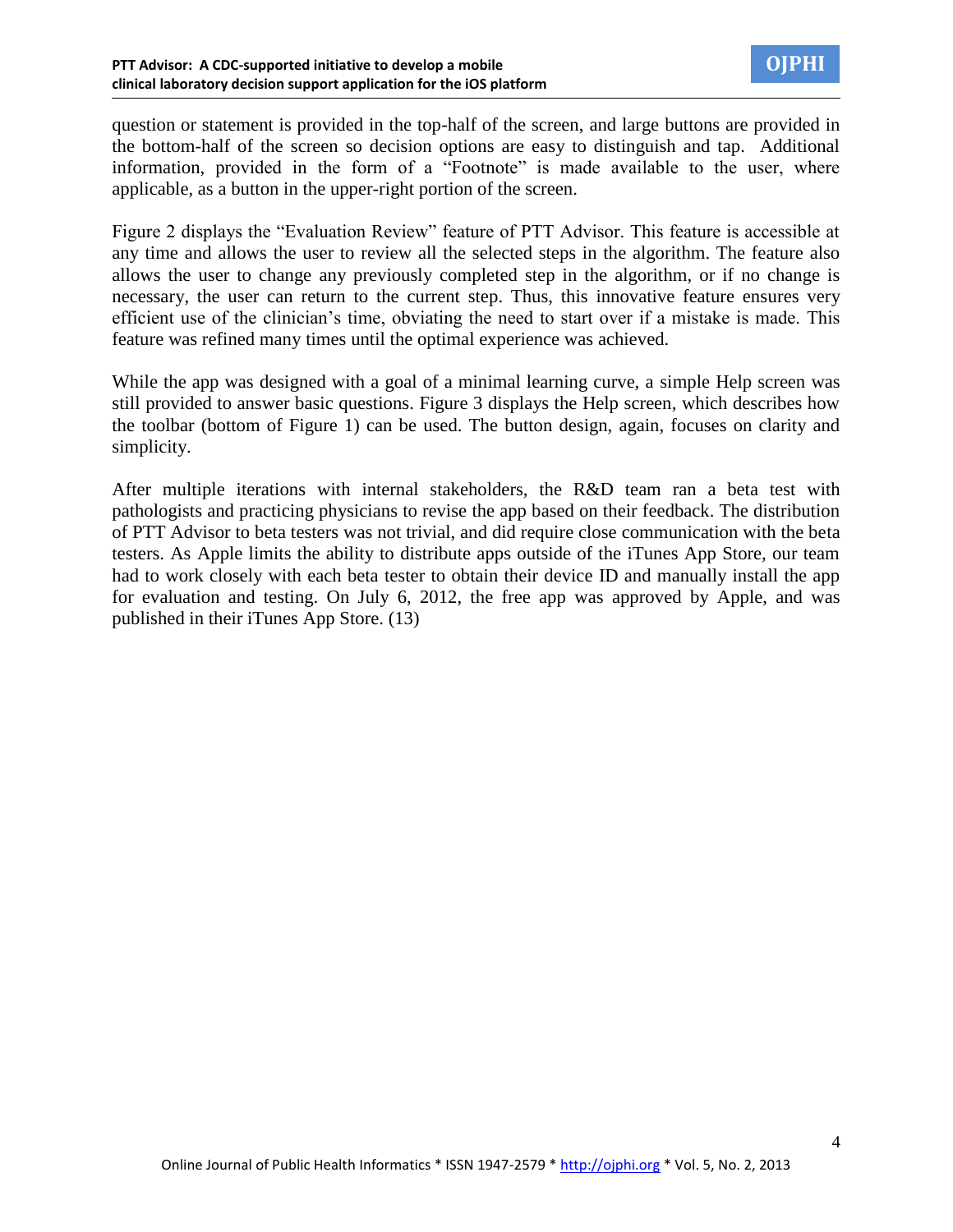question or statement is provided in the top-half of the screen, and large buttons are provided in the bottom-half of the screen so decision options are easy to distinguish and tap. Additional information, provided in the form of a "Footnote" is made available to the user, where applicable, as a button in the upper-right portion of the screen.

Figure 2 displays the "Evaluation Review" feature of PTT Advisor. This feature is accessible at any time and allows the user to review all the selected steps in the algorithm. The feature also allows the user to change any previously completed step in the algorithm, or if no change is necessary, the user can return to the current step. Thus, this innovative feature ensures very efficient use of the clinician's time, obviating the need to start over if a mistake is made. This feature was refined many times until the optimal experience was achieved.

While the app was designed with a goal of a minimal learning curve, a simple Help screen was still provided to answer basic questions. Figure 3 displays the Help screen, which describes how the toolbar (bottom of Figure 1) can be used. The button design, again, focuses on clarity and simplicity.

After multiple iterations with internal stakeholders, the R&D team ran a beta test with pathologists and practicing physicians to revise the app based on their feedback. The distribution of PTT Advisor to beta testers was not trivial, and did require close communication with the beta testers. As Apple limits the ability to distribute apps outside of the iTunes App Store, our team had to work closely with each beta tester to obtain their device ID and manually install the app for evaluation and testing. On July 6, 2012, the free app was approved by Apple, and was published in their iTunes App Store. (13)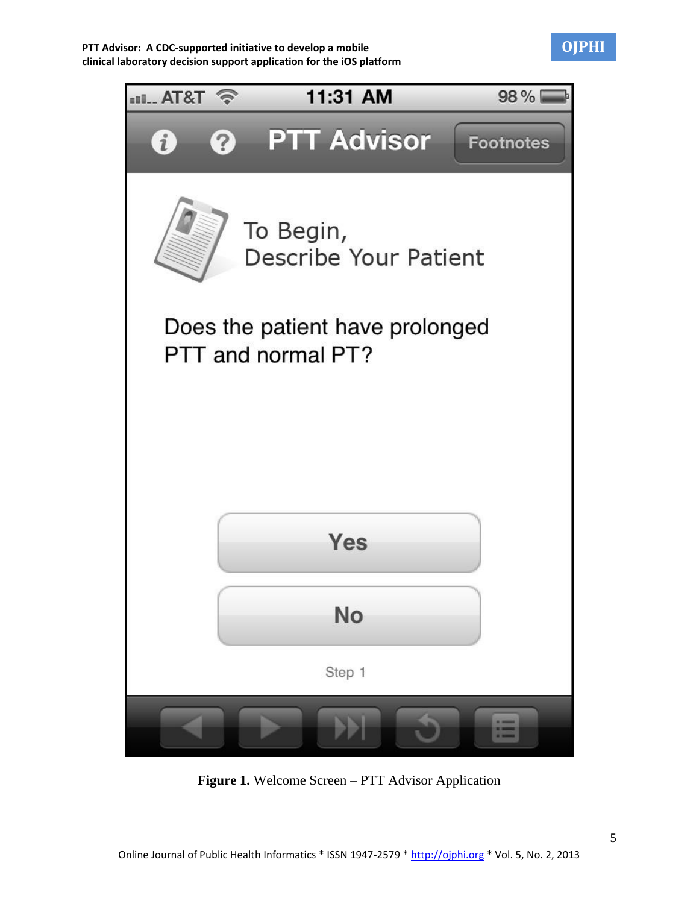**Figure 1.** Welcome Screen – PTT Advisor Application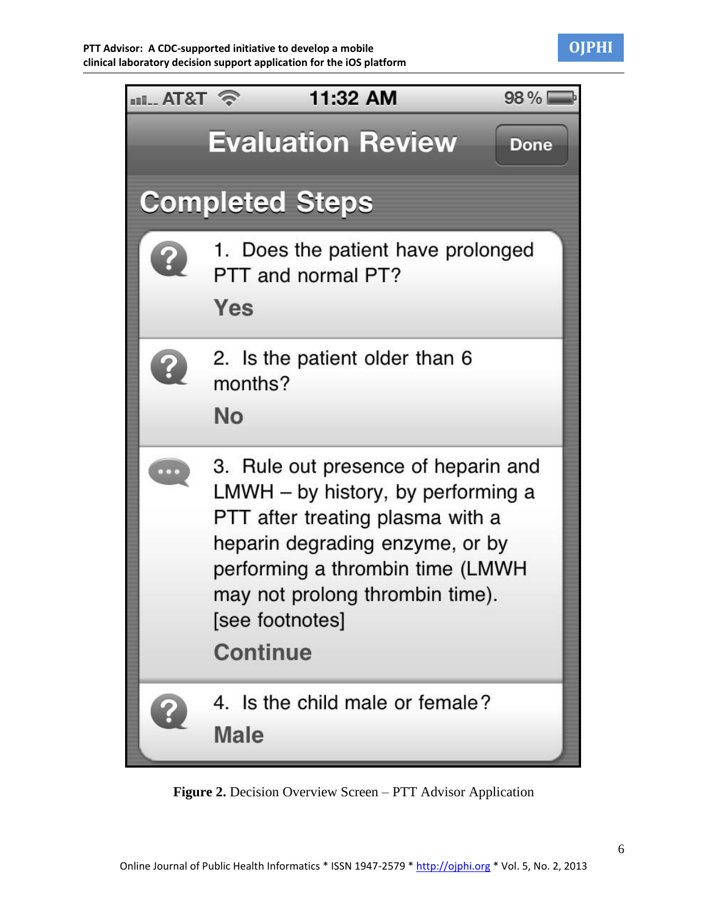AT&T 11:32 AM 98 %

Evaluation Review

Done

Completed Steps

1. Does the patient have prolonged PTT and normal PT?

Yes

2. Is the patient older than 6 months?

No

3. Rule out presence of heparin and LMWH – by history, by performing a PTT after treating plasma with a heparin degrading enzyme, or by performing a thrombin time (LMWH may not prolong thrombin time). [see footnotes]

Continue

4. Is the child male or female?

Male

**Figure 2.** Decision Overview Screen – PTT Advisor Application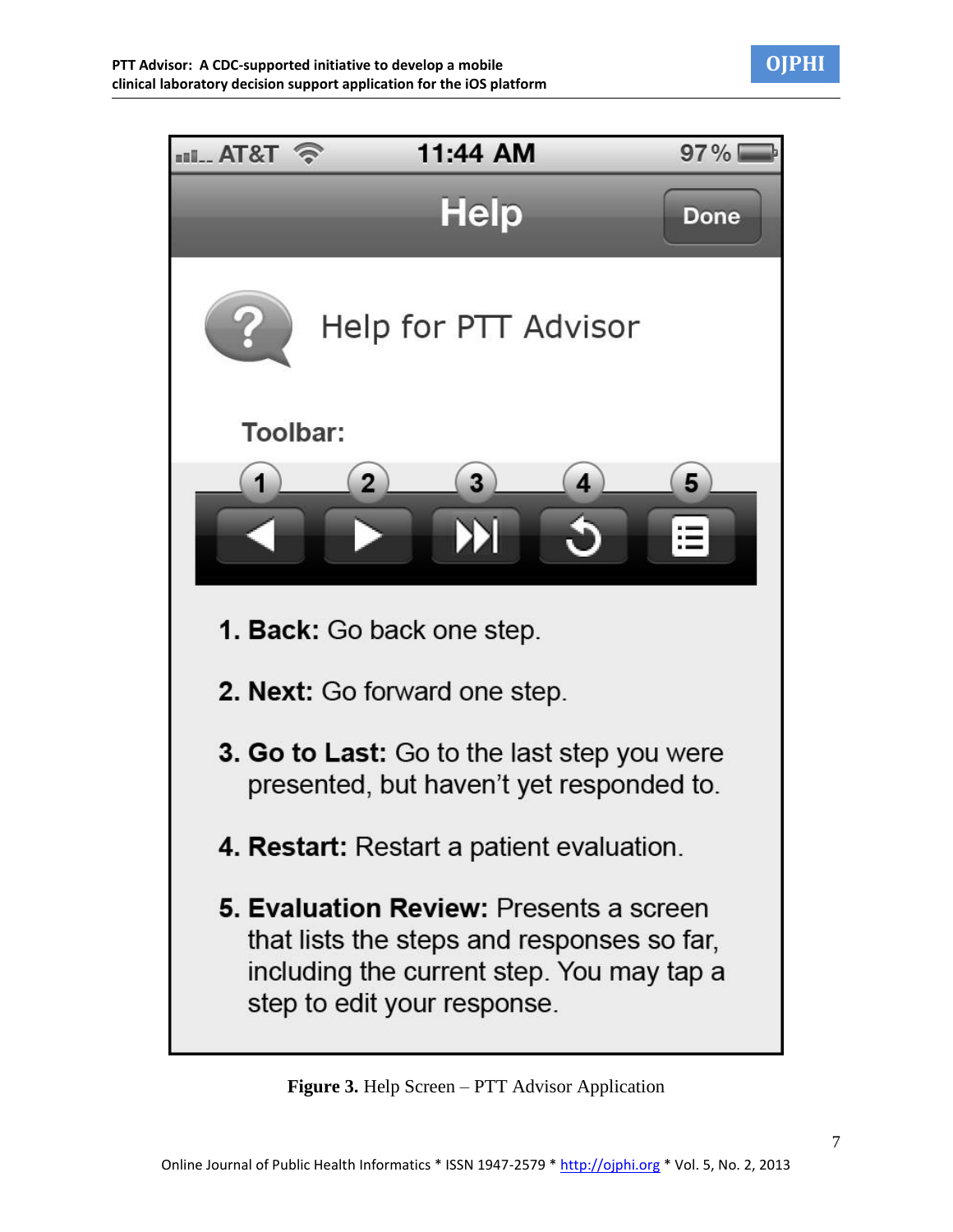Help

Done

Help for PTT Advisor

**Toolbar:**

1. **Back:** Go back one step.
2. **Next:** Go forward one step.
3. **Go to Last:** Go to the last step you were presented, but haven't yet responded to.
4. **Restart:** Restart a patient evaluation.
5. **Evaluation Review:** Presents a screen that lists the steps and responses so far, including the current step. You may tap a step to edit your response.

**Figure 3.** Help Screen – PTT Advisor Application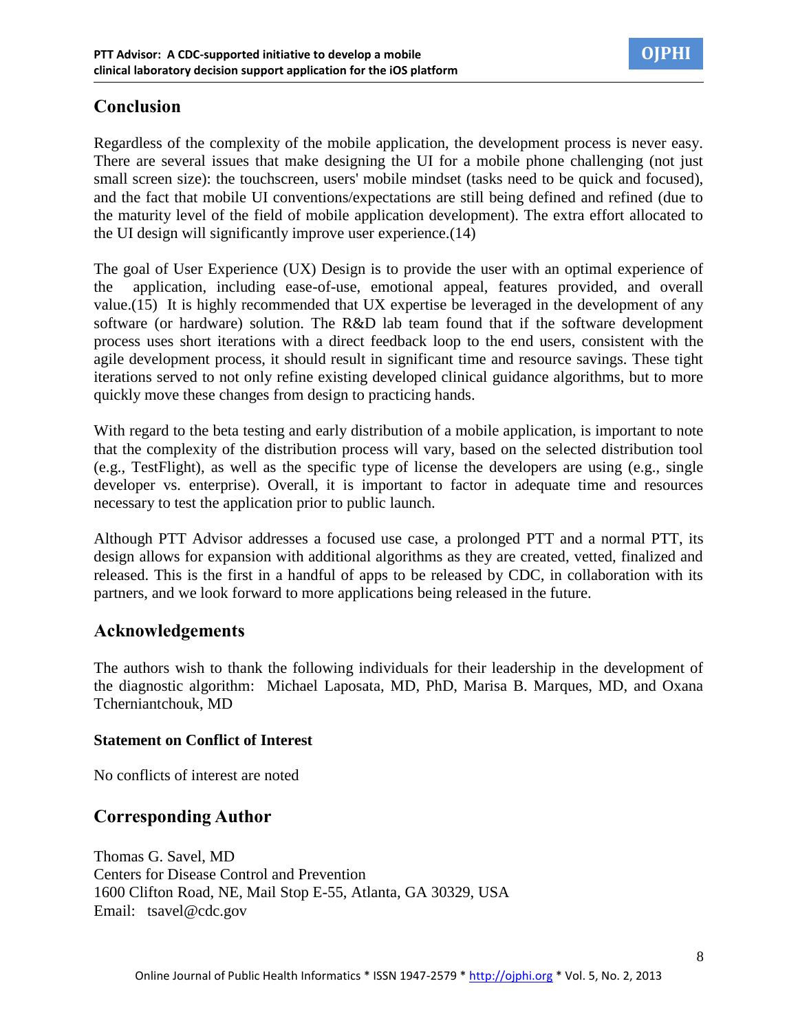## Conclusion

Regardless of the complexity of the mobile application, the development process is never easy. There are several issues that make designing the UI for a mobile phone challenging (not just small screen size): the touchscreen, users' mobile mindset (tasks need to be quick and focused), and the fact that mobile UI conventions/expectations are still being defined and refined (due to the maturity level of the field of mobile application development). The extra effort allocated to the UI design will significantly improve user experience.(14)

The goal of User Experience (UX) Design is to provide the user with an optimal experience of the application, including ease-of-use, emotional appeal, features provided, and overall value.(15) It is highly recommended that UX expertise be leveraged in the development of any software (or hardware) solution. The R&D lab team found that if the software development process uses short iterations with a direct feedback loop to the end users, consistent with the agile development process, it should result in significant time and resource savings. These tight iterations served to not only refine existing developed clinical guidance algorithms, but to more quickly move these changes from design to practicing hands.

With regard to the beta testing and early distribution of a mobile application, is important to note that the complexity of the distribution process will vary, based on the selected distribution tool (e.g., TestFlight), as well as the specific type of license the developers are using (e.g., single developer vs. enterprise). Overall, it is important to factor in adequate time and resources necessary to test the application prior to public launch.

Although PTT Advisor addresses a focused use case, a prolonged PTT and a normal PTT, its design allows for expansion with additional algorithms as they are created, vetted, finalized and released. This is the first in a handful of apps to be released by CDC, in collaboration with its partners, and we look forward to more applications being released in the future.

## Acknowledgements

The authors wish to thank the following individuals for their leadership in the development of the diagnostic algorithm: Michael Laposata, MD, PhD, Marisa B. Marques, MD, and Oxana Tcherniantchouk, MD

### Statement on Conflict of Interest

No conflicts of interest are noted

## Corresponding Author

Thomas G. Savel, MD
Centers for Disease Control and Prevention
1600 Clifton Road, NE, Mail Stop E-55, Atlanta, GA 30329, USA
Email: tsavel@cdc.gov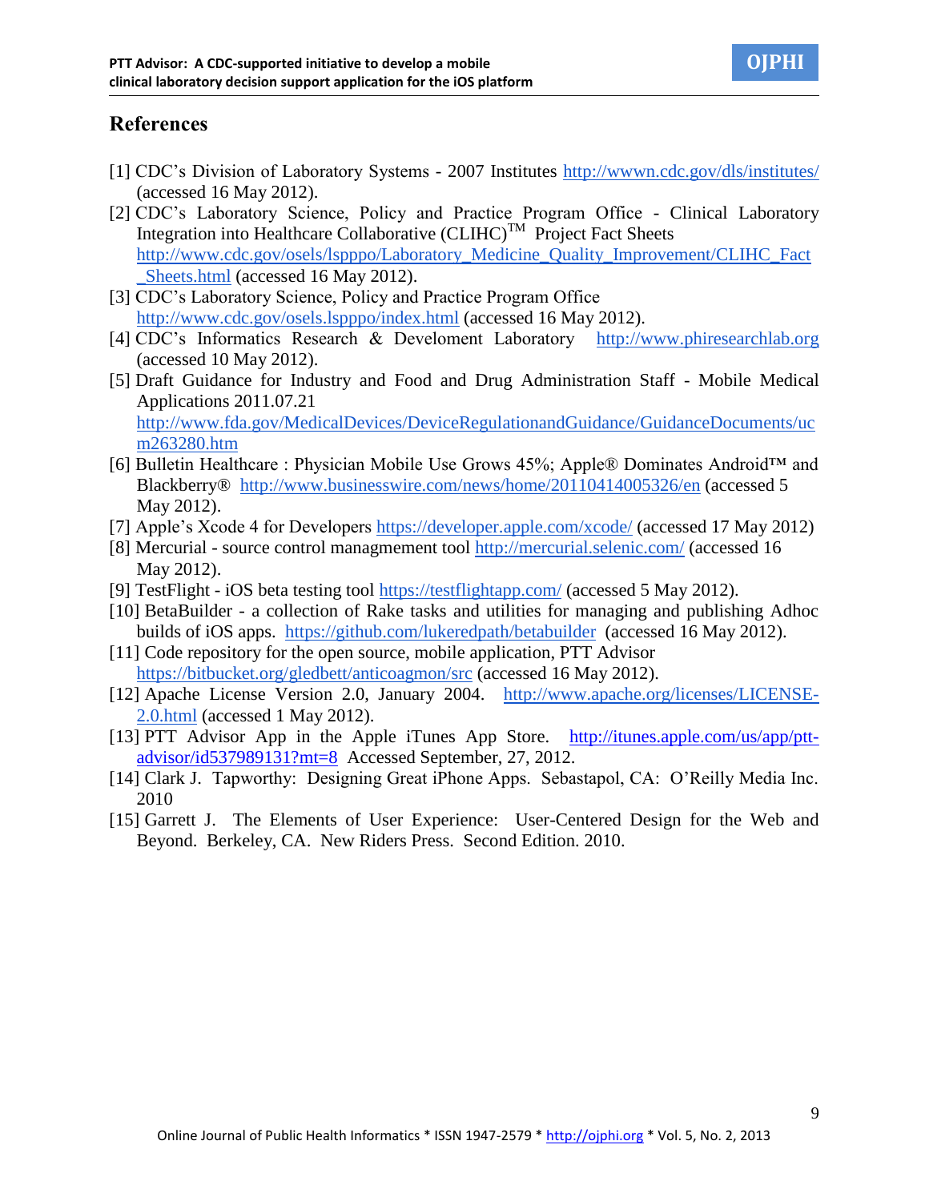## References

[1] CDC's Division of Laboratory Systems - 2007 Institutes http://wwwn.cdc.gov/dls/institutes/ (accessed 16 May 2012).

[2] CDC's Laboratory Science, Policy and Practice Program Office - Clinical Laboratory Integration into Healthcare Collaborative (CLIHC)™ Project Fact Sheets http://www.cdc.gov/osels/lspppo/Laboratory_Medicine_Quality_Improvement/CLIHC_Fact_Sheets.html (accessed 16 May 2012).

[3] CDC's Laboratory Science, Policy and Practice Program Office http://www.cdc.gov/osels.lspppo/index.html (accessed 16 May 2012).

[4] CDC's Informatics Research & Develoment Laboratory http://www.phiresearchlab.org (accessed 10 May 2012).

[5] Draft Guidance for Industry and Food and Drug Administration Staff - Mobile Medical Applications 2011.07.21 http://www.fda.gov/MedicalDevices/DeviceRegulationandGuidance/GuidanceDocuments/ucm263280.htm

[6] Bulletin Healthcare : Physician Mobile Use Grows 45%; Apple® Dominates Android™ and Blackberry® http://www.businesswire.com/news/home/20110414005326/en (accessed 5 May 2012).

[7] Apple's Xcode 4 for Developers https://developer.apple.com/xcode/ (accessed 17 May 2012)

[8] Mercurial - source control managment tool http://mercurial.selenic.com/ (accessed 16 May 2012).

[9] TestFlight - iOS beta testing tool https://testflightapp.com/ (accessed 5 May 2012).

[10] BetaBuilder - a collection of Rake tasks and utilities for managing and publishing Adhoc builds of iOS apps. https://github.com/lukeredpath/betabuilder (accessed 16 May 2012).

[11] Code repository for the open source, mobile application, PTT Advisor https://bitbucket.org/gledbett/anticoagmon/src (accessed 16 May 2012).

[12] Apache License Version 2.0, January 2004. http://www.apache.org/licenses/LICENSE-2.0.html (accessed 1 May 2012).

[13] PTT Advisor App in the Apple iTunes App Store. http://itunes.apple.com/us/app/ptt-advisor/id537989131?mt=8 Accessed September, 27, 2012.

[14] Clark J. Tapworthy: Designing Great iPhone Apps. Sebastapol, CA: O'Reilly Media Inc. 2010

[15] Garrett J. The Elements of User Experience: User-Centered Design for the Web and Beyond. Berkeley, CA. New Riders Press. Second Edition. 2010.